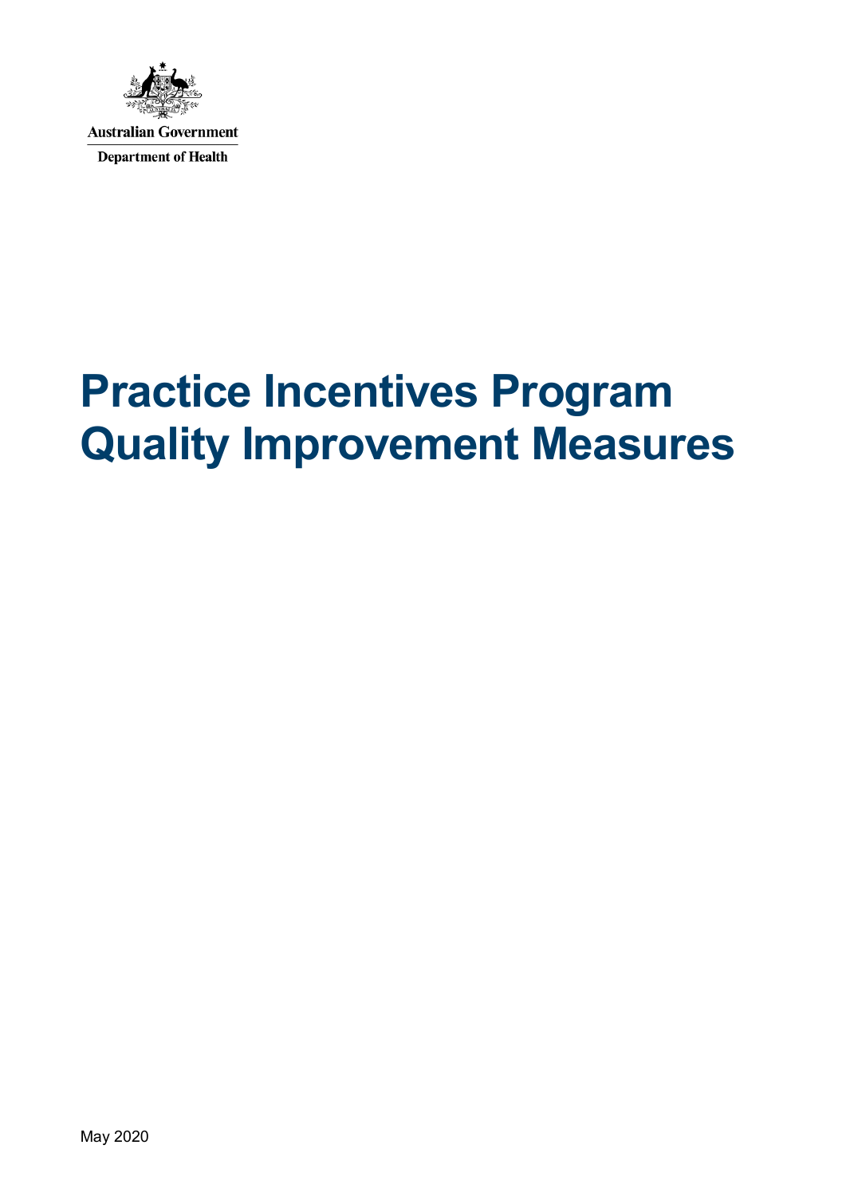Australian Government

Department of Health

# Practice Incentives Program Quality Improvement Measures

May 2020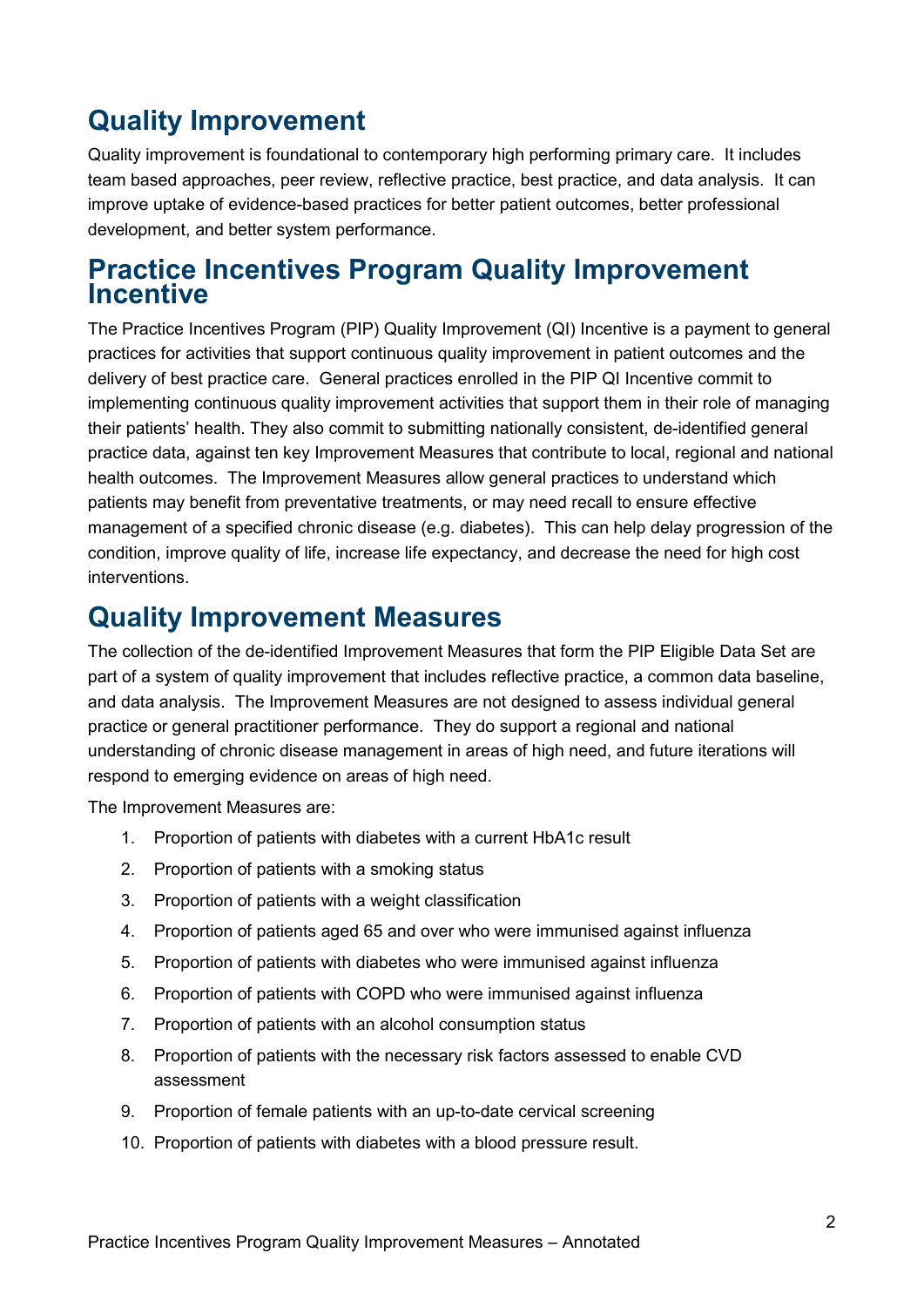# Quality Improvement

Quality improvement is foundational to contemporary high performing primary care. It includes team based approaches, peer review, reflective practice, best practice, and data analysis. It can improve uptake of evidence-based practices for better patient outcomes, better professional development, and better system performance.

# Practice Incentives Program Quality Improvement Incentive

The Practice Incentives Program (PIP) Quality Improvement (QI) Incentive is a payment to general practices for activities that support continuous quality improvement in patient outcomes and the delivery of best practice care. General practices enrolled in the PIP QI Incentive commit to implementing continuous quality improvement activities that support them in their role of managing their patients' health. They also commit to submitting nationally consistent, de-identified general practice data, against ten key Improvement Measures that contribute to local, regional and national health outcomes. The Improvement Measures allow general practices to understand which patients may benefit from preventative treatments, or may need recall to ensure effective management of a specified chronic disease (e.g. diabetes). This can help delay progression of the condition, improve quality of life, increase life expectancy, and decrease the need for high cost interventions.

# Quality Improvement Measures

The collection of the de-identified Improvement Measures that form the PIP Eligible Data Set are part of a system of quality improvement that includes reflective practice, a common data baseline, and data analysis. The Improvement Measures are not designed to assess individual general practice or general practitioner performance. They do support a regional and national understanding of chronic disease management in areas of high need, and future iterations will respond to emerging evidence on areas of high need.

The Improvement Measures are:

1. Proportion of patients with diabetes with a current HbA1c result
2. Proportion of patients with a smoking status
3. Proportion of patients with a weight classification
4. Proportion of patients aged 65 and over who were immunised against influenza
5. Proportion of patients with diabetes who were immunised against influenza
6. Proportion of patients with COPD who were immunised against influenza
7. Proportion of patients with an alcohol consumption status
8. Proportion of patients with the necessary risk factors assessed to enable CVD assessment
9. Proportion of female patients with an up-to-date cervical screening
10. Proportion of patients with diabetes with a blood pressure result.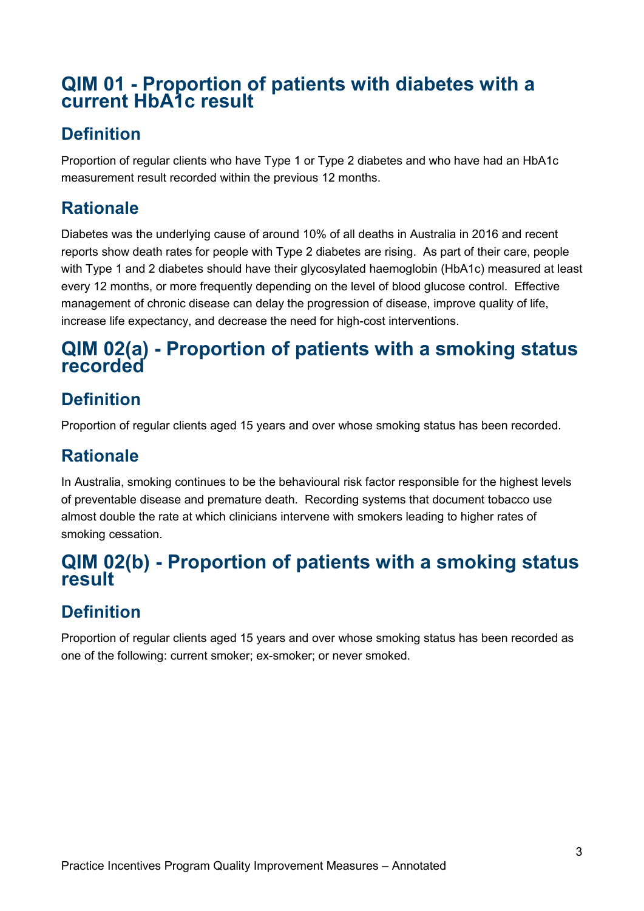# QIM 01 - Proportion of patients with diabetes with a current HbA1c result

## Definition

Proportion of regular clients who have Type 1 or Type 2 diabetes and who have had an HbA1c measurement result recorded within the previous 12 months.

## Rationale

Diabetes was the underlying cause of around 10% of all deaths in Australia in 2016 and recent reports show death rates for people with Type 2 diabetes are rising. As part of their care, people with Type 1 and 2 diabetes should have their glycosylated haemoglobin (HbA1c) measured at least every 12 months, or more frequently depending on the level of blood glucose control. Effective management of chronic disease can delay the progression of disease, improve quality of life, increase life expectancy, and decrease the need for high-cost interventions.

# QIM 02(a) - Proportion of patients with a smoking status recorded

## Definition

Proportion of regular clients aged 15 years and over whose smoking status has been recorded.

## Rationale

In Australia, smoking continues to be the behavioural risk factor responsible for the highest levels of preventable disease and premature death. Recording systems that document tobacco use almost double the rate at which clinicians intervene with smokers leading to higher rates of smoking cessation.

# QIM 02(b) - Proportion of patients with a smoking status result

## Definition

Proportion of regular clients aged 15 years and over whose smoking status has been recorded as one of the following: current smoker; ex-smoker; or never smoked.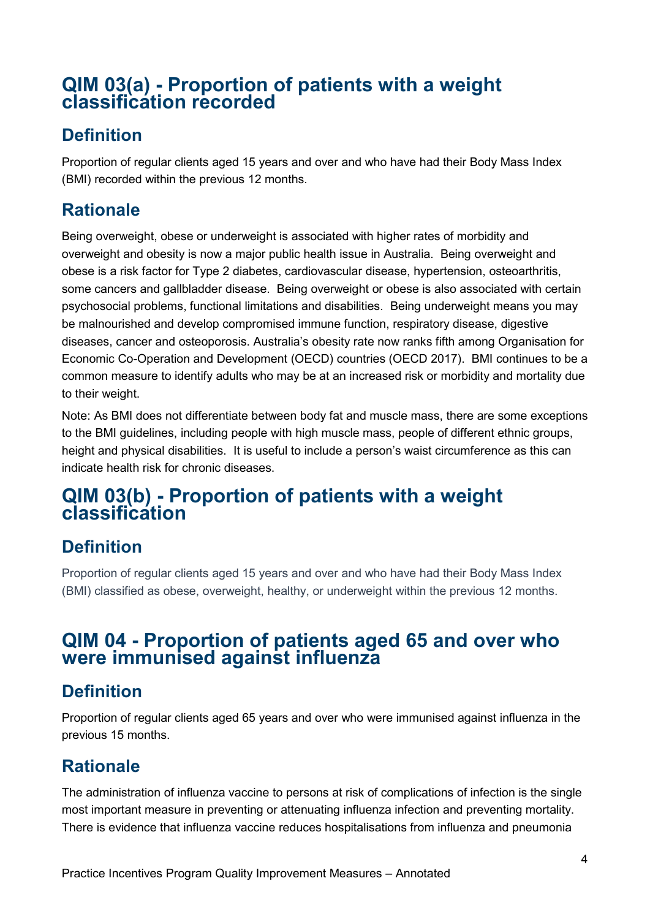# QIM 03(a) - Proportion of patients with a weight classification recorded

## Definition

Proportion of regular clients aged 15 years and over and who have had their Body Mass Index (BMI) recorded within the previous 12 months.

## Rationale

Being overweight, obese or underweight is associated with higher rates of morbidity and overweight and obesity is now a major public health issue in Australia. Being overweight and obese is a risk factor for Type 2 diabetes, cardiovascular disease, hypertension, osteoarthritis, some cancers and gallbladder disease. Being overweight or obese is also associated with certain psychosocial problems, functional limitations and disabilities. Being underweight means you may be malnourished and develop compromised immune function, respiratory disease, digestive diseases, cancer and osteoporosis. Australia's obesity rate now ranks fifth among Organisation for Economic Co-Operation and Development (OECD) countries (OECD 2017). BMI continues to be a common measure to identify adults who may be at an increased risk or morbidity and mortality due to their weight.

Note: As BMI does not differentiate between body fat and muscle mass, there are some exceptions to the BMI guidelines, including people with high muscle mass, people of different ethnic groups, height and physical disabilities. It is useful to include a person's waist circumference as this can indicate health risk for chronic diseases.

# QIM 03(b) - Proportion of patients with a weight classification

## Definition

Proportion of regular clients aged 15 years and over and who have had their Body Mass Index (BMI) classified as obese, overweight, healthy, or underweight within the previous 12 months.

# QIM 04 - Proportion of patients aged 65 and over who were immunised against influenza

## Definition

Proportion of regular clients aged 65 years and over who were immunised against influenza in the previous 15 months.

## Rationale

The administration of influenza vaccine to persons at risk of complications of infection is the single most important measure in preventing or attenuating influenza infection and preventing mortality. There is evidence that influenza vaccine reduces hospitalisations from influenza and pneumonia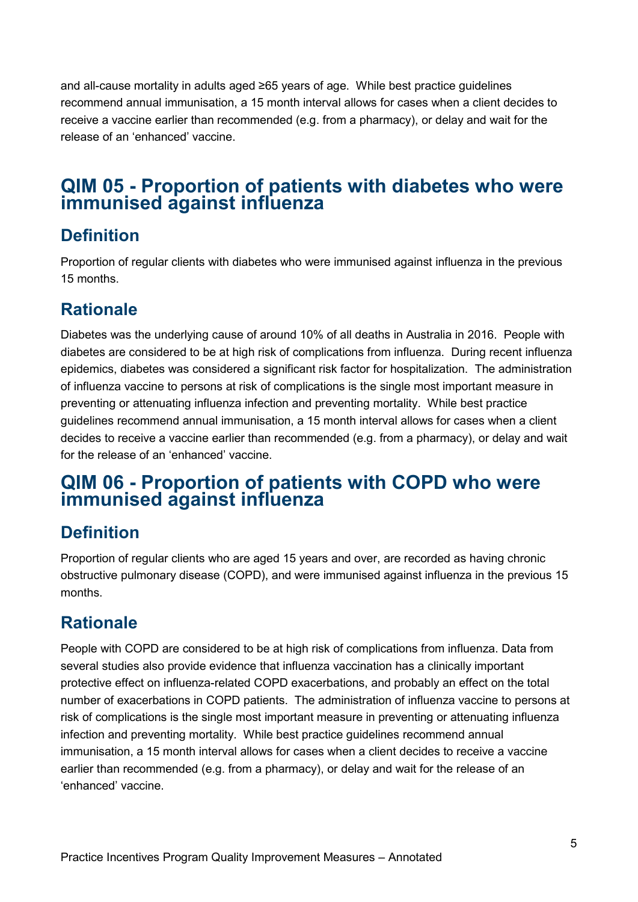and all-cause mortality in adults aged ≥65 years of age. While best practice guidelines recommend annual immunisation, a 15 month interval allows for cases when a client decides to receive a vaccine earlier than recommended (e.g. from a pharmacy), or delay and wait for the release of an 'enhanced' vaccine.

# QIM 05 - Proportion of patients with diabetes who were immunised against influenza

## Definition

Proportion of regular clients with diabetes who were immunised against influenza in the previous 15 months.

## Rationale

Diabetes was the underlying cause of around 10% of all deaths in Australia in 2016. People with diabetes are considered to be at high risk of complications from influenza. During recent influenza epidemics, diabetes was considered a significant risk factor for hospitalization. The administration of influenza vaccine to persons at risk of complications is the single most important measure in preventing or attenuating influenza infection and preventing mortality. While best practice guidelines recommend annual immunisation, a 15 month interval allows for cases when a client decides to receive a vaccine earlier than recommended (e.g. from a pharmacy), or delay and wait for the release of an 'enhanced' vaccine.

# QIM 06 - Proportion of patients with COPD who were immunised against influenza

## Definition

Proportion of regular clients who are aged 15 years and over, are recorded as having chronic obstructive pulmonary disease (COPD), and were immunised against influenza in the previous 15 months.

## Rationale

People with COPD are considered to be at high risk of complications from influenza. Data from several studies also provide evidence that influenza vaccination has a clinically important protective effect on influenza-related COPD exacerbations, and probably an effect on the total number of exacerbations in COPD patients. The administration of influenza vaccine to persons at risk of complications is the single most important measure in preventing or attenuating influenza infection and preventing mortality. While best practice guidelines recommend annual immunisation, a 15 month interval allows for cases when a client decides to receive a vaccine earlier than recommended (e.g. from a pharmacy), or delay and wait for the release of an 'enhanced' vaccine.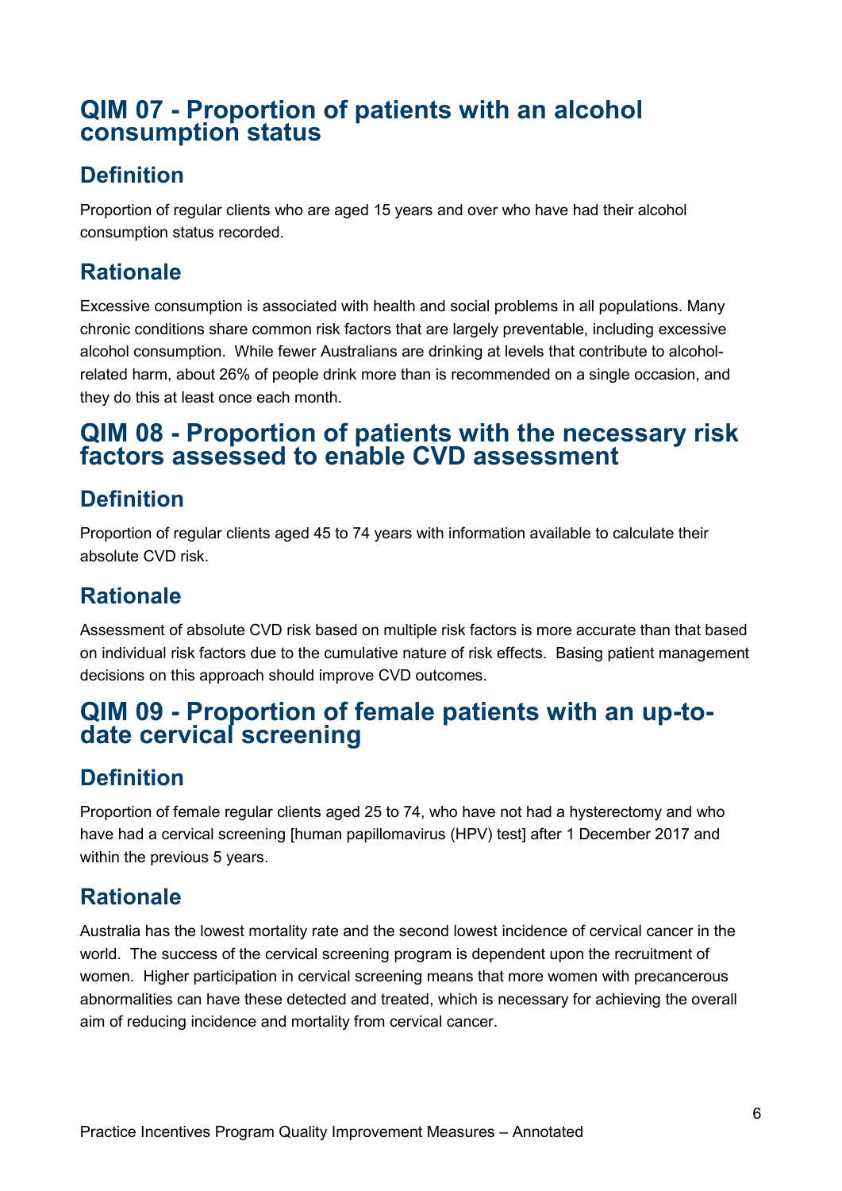# QIM 07 - Proportion of patients with an alcohol consumption status

## Definition

Proportion of regular clients who are aged 15 years and over who have had their alcohol consumption status recorded.

## Rationale

Excessive consumption is associated with health and social problems in all populations. Many chronic conditions share common risk factors that are largely preventable, including excessive alcohol consumption. While fewer Australians are drinking at levels that contribute to alcohol-related harm, about 26% of people drink more than is recommended on a single occasion, and they do this at least once each month.

# QIM 08 - Proportion of patients with the necessary risk factors assessed to enable CVD assessment

## Definition

Proportion of regular clients aged 45 to 74 years with information available to calculate their absolute CVD risk.

## Rationale

Assessment of absolute CVD risk based on multiple risk factors is more accurate than that based on individual risk factors due to the cumulative nature of risk effects. Basing patient management decisions on this approach should improve CVD outcomes.

# QIM 09 - Proportion of female patients with an up-to-date cervical screening

## Definition

Proportion of female regular clients aged 25 to 74, who have not had a hysterectomy and who have had a cervical screening [human papillomavirus (HPV) test] after 1 December 2017 and within the previous 5 years.

## Rationale

Australia has the lowest mortality rate and the second lowest incidence of cervical cancer in the world. The success of the cervical screening program is dependent upon the recruitment of women. Higher participation in cervical screening means that more women with precancerous abnormalities can have these detected and treated, which is necessary for achieving the overall aim of reducing incidence and mortality from cervical cancer.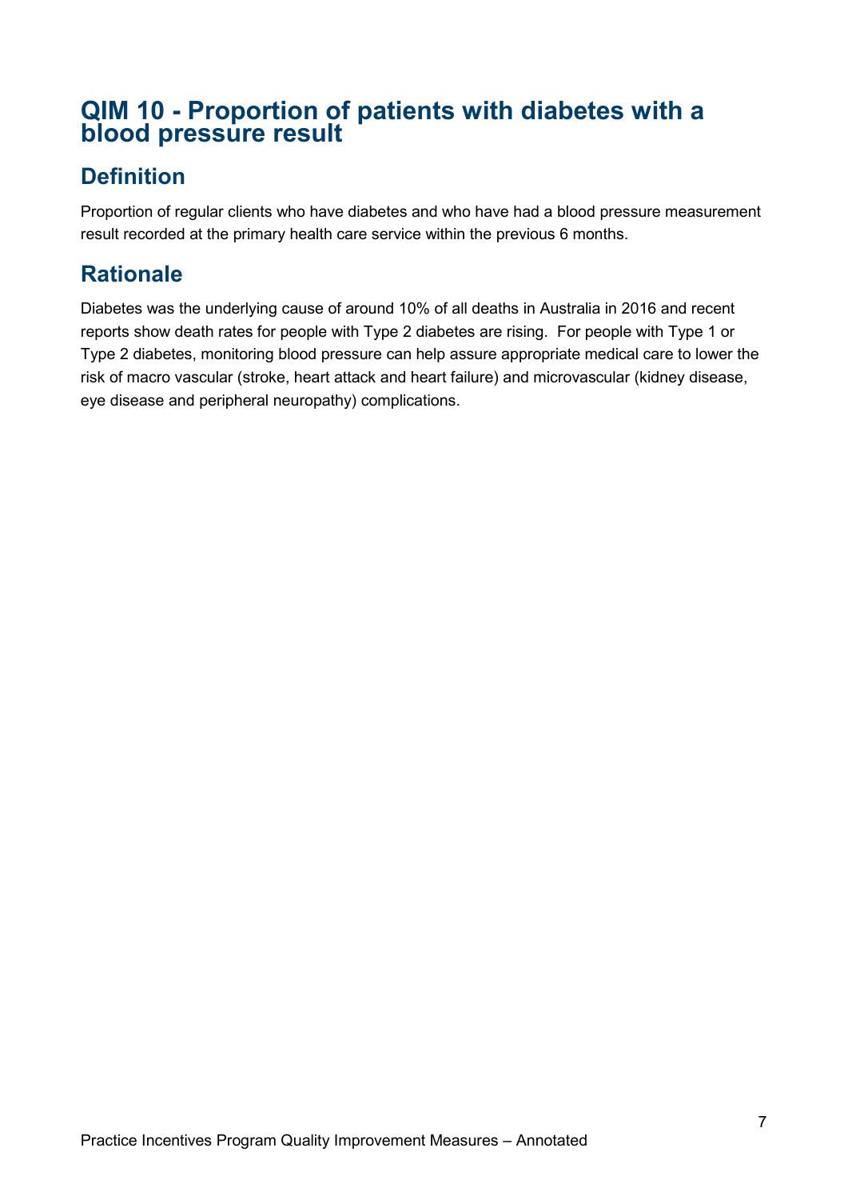# QIM 10 - Proportion of patients with diabetes with a blood pressure result

## Definition

Proportion of regular clients who have diabetes and who have had a blood pressure measurement result recorded at the primary health care service within the previous 6 months.

## Rationale

Diabetes was the underlying cause of around 10% of all deaths in Australia in 2016 and recent reports show death rates for people with Type 2 diabetes are rising. For people with Type 1 or Type 2 diabetes, monitoring blood pressure can help assure appropriate medical care to lower the risk of macro vascular (stroke, heart attack and heart failure) and microvascular (kidney disease, eye disease and peripheral neuropathy) complications.